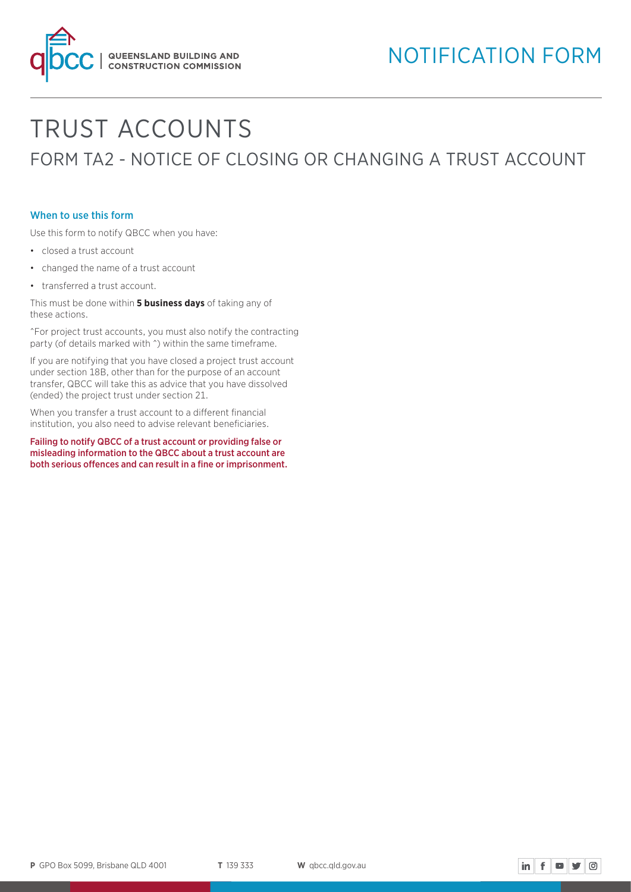# NOTIFICATION FORM

# TRUST ACCOUNTS

## FORM TA2 - NOTICE OF CLOSING OR CHANGING A TRUST ACCOUNT

### When to use this form

Use this form to notify QBCC when you have:

- closed a trust account
- changed the name of a trust account
- transferred a trust account.

This must be done within **5 business days** of taking any of these actions.

^For project trust accounts, you must also notify the contracting party (of details marked with ^) within the same timeframe.

If you are notifying that you have closed a project trust account under section 18B, other than for the purpose of an account transfer, QBCC will take this as advice that you have dissolved (ended) the project trust under section 21.

When you transfer a trust account to a different financial institution, you also need to advise relevant beneficiaries.

Failing to notify QBCC of a trust account or providing false or misleading information to the QBCC about a trust account are both serious offences and can result in a fine or imprisonment.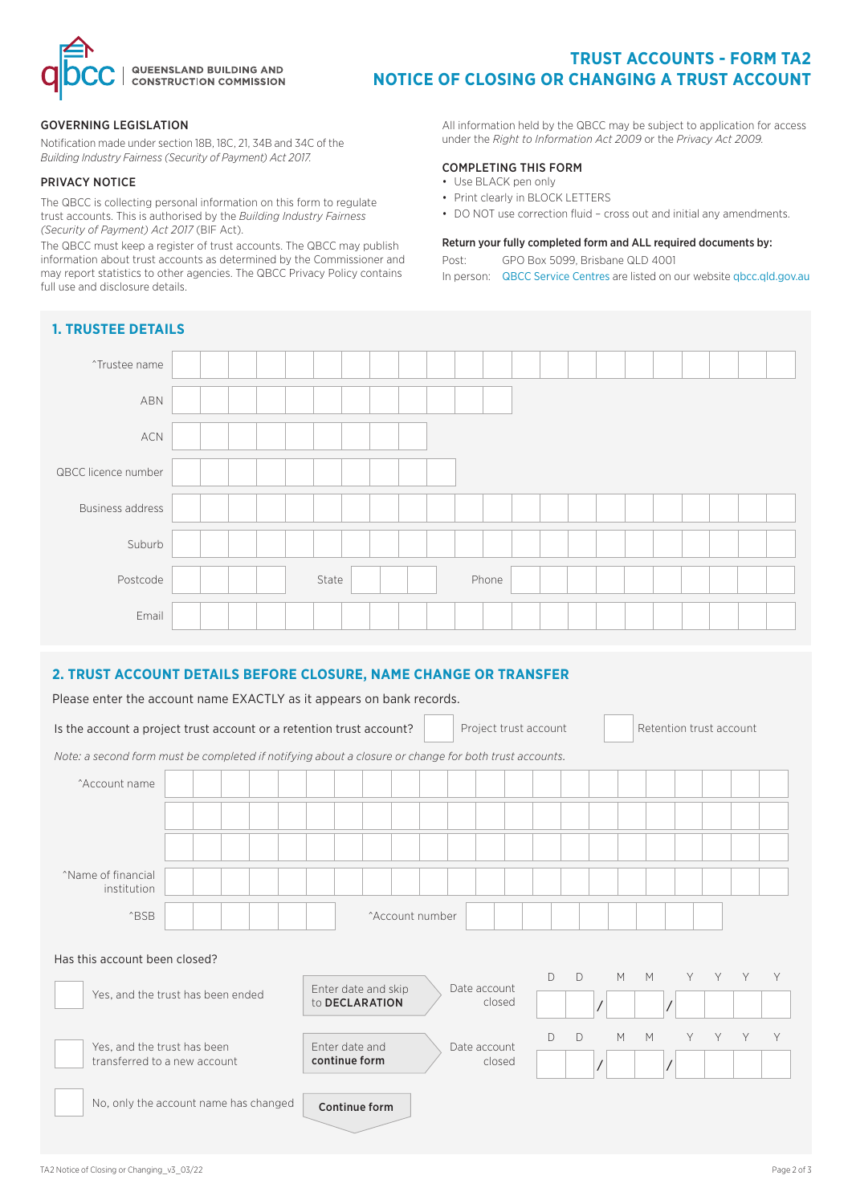# TRUST ACCOUNTS - FORM TA2
# NOTICE OF CLOSING OR CHANGING A TRUST ACCOUNT

QUEENSLAND BUILDING AND CONSTRUCTION COMMISSION

## GOVERNING LEGISLATION

Notification made under section 18B, 18C, 21, 34B and 34C of the *Building Industry Fairness (Security of Payment) Act 2017.*

## PRIVACY NOTICE

The QBCC is collecting personal information on this form to regulate trust accounts. This is authorised by the *Building Industry Fairness (Security of Payment) Act 2017* (BIF Act).

The QBCC must keep a register of trust accounts. The QBCC may publish information about trust accounts as determined by the Commissioner and may report statistics to other agencies. The QBCC Privacy Policy contains full use and disclosure details.

All information held by the QBCC may be subject to application for access under the *Right to Information Act 2009* or the *Privacy Act 2009.*

## COMPLETING THIS FORM

- Use BLACK pen only
- Print clearly in BLOCK LETTERS
- DO NOT use correction fluid – cross out and initial any amendments.

**Return your fully completed form and ALL required documents by:**

Post: GPO Box 5099, Brisbane QLD 4001

In person: QBCC Service Centres are listed on our website qbcc.qld.gov.au

## 1. TRUSTEE DETAILS

^Trustee name

ABN

ACN

QBCC licence number

Business address

Suburb

Postcode  State  Phone

Email

## 2. TRUST ACCOUNT DETAILS BEFORE CLOSURE, NAME CHANGE OR TRANSFER

Please enter the account name EXACTLY as it appears on bank records.

Is the account a project trust account or a retention trust account? ☐ Project trust account ☐ Retention trust account

*Note: a second form must be completed if notifying about a closure or change for both trust accounts.*

^Account name

^Name of financial institution

^BSB  ^Account number

Has this account been closed?

☐ Yes, and the trust has been ended — Enter date and skip to **DECLARATION** — Date account closed DD / MM / YYYY

☐ Yes, and the trust has been transferred to a new account — Enter date and **continue form** — Date account closed DD / MM / YYYY

☐ No, only the account name has changed — **Continue form**

TA2 Notice of Closing or Changing_v3_03/22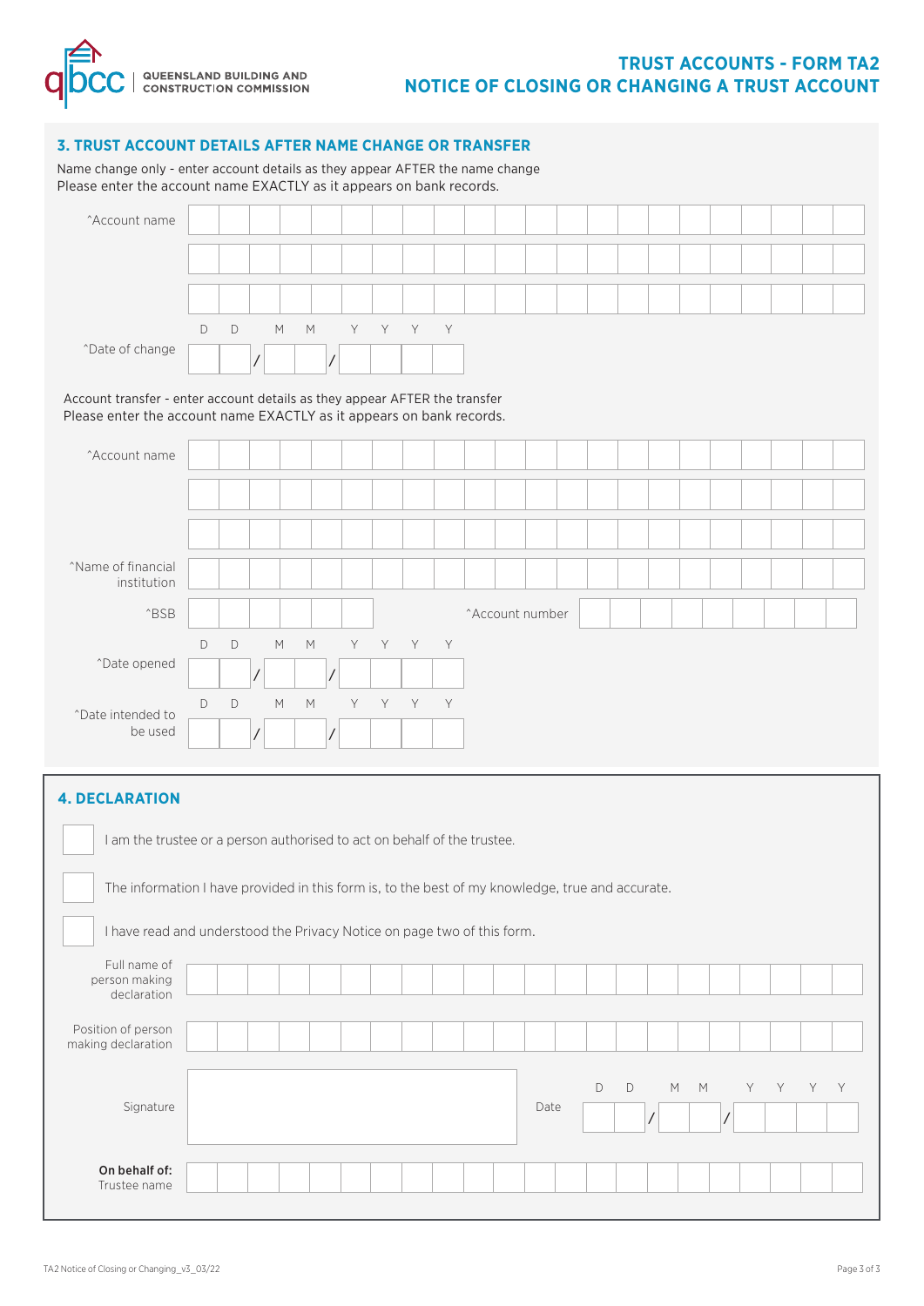## 3. TRUST ACCOUNT DETAILS AFTER NAME CHANGE OR TRANSFER

Name change only - enter account details as they appear AFTER the name change
Please enter the account name EXACTLY as it appears on bank records.

^Account name

^Date of change DD / MM / YYYY

Account transfer - enter account details as they appear AFTER the transfer
Please enter the account name EXACTLY as it appears on bank records.

^Account name

^Name of financial institution

^BSB

^Account number

^Date opened DD / MM / YYYY

^Date intended to be used DD / MM / YYYY

## 4. DECLARATION

- [ ] I am the trustee or a person authorised to act on behalf of the trustee.
- [ ] The information I have provided in this form is, to the best of my knowledge, true and accurate.
- [ ] I have read and understood the Privacy Notice on page two of this form.

Full name of person making declaration

Position of person making declaration

Signature

Date DD / MM / YYYY

**On behalf of:** Trustee name